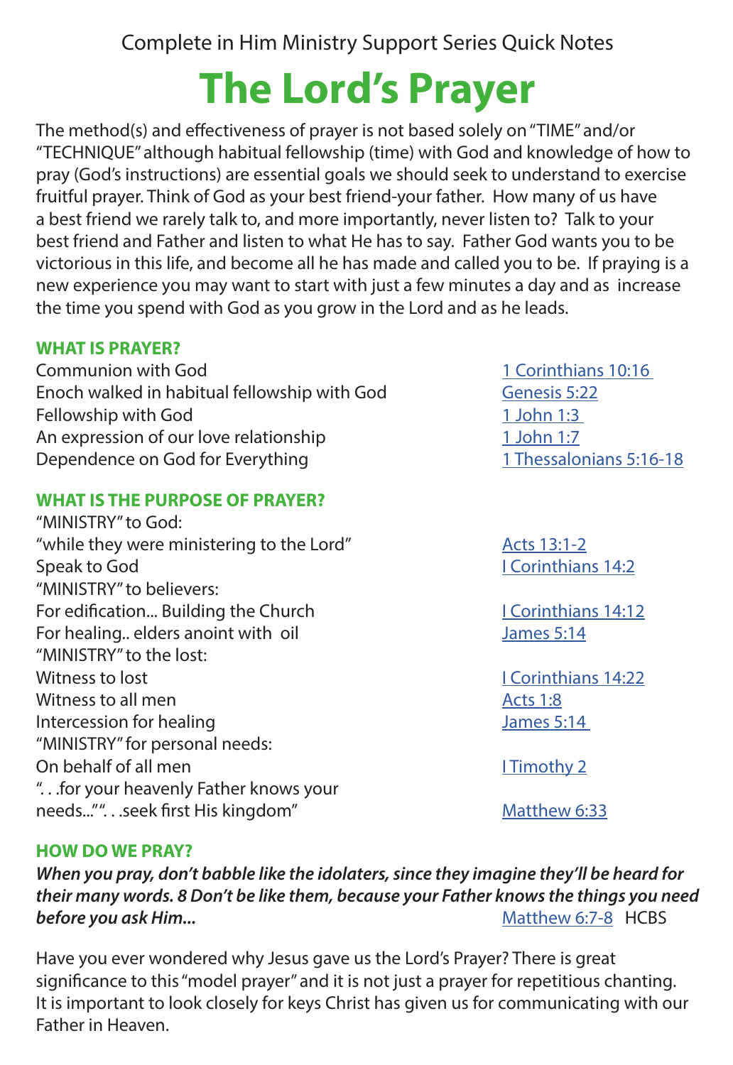Complete in Him Ministry Support Series Quick Notes

# The Lord's Prayer

The method(s) and effectiveness of prayer is not based solely on "TIME" and/or "TECHNIQUE" although habitual fellowship (time) with God and knowledge of how to pray (God's instructions) are essential goals we should seek to understand to exercise fruitful prayer. Think of God as your best friend-your father. How many of us have a best friend we rarely talk to, and more importantly, never listen to? Talk to your best friend and Father and listen to what He has to say. Father God wants you to be victorious in this life, and become all he has made and called you to be. If praying is a new experience you may want to start with just a few minutes a day and as increase the time you spend with God as you grow in the Lord and as he leads.

## WHAT IS PRAYER?

| | |
|---|---|
| Communion with God | 1 Corinthians 10:16 |
| Enoch walked in habitual fellowship with God | Genesis 5:22 |
| Fellowship with God | 1 John 1:3 |
| An expression of our love relationship | 1 John 1:7 |
| Dependence on God for Everything | 1 Thessalonians 5:16-18 |

## WHAT IS THE PURPOSE OF PRAYER?

| | |
|---|---|
| "MINISTRY" to God: | |
| "while they were ministering to the Lord" | Acts 13:1-2 |
| Speak to God | I Corinthians 14:2 |
| "MINISTRY" to believers: | |
| For edification... Building the Church | I Corinthians 14:12 |
| For healing.. elders anoint with oil | James 5:14 |
| "MINISTRY" to the lost: | |
| Witness to lost | I Corinthians 14:22 |
| Witness to all men | Acts 1:8 |
| Intercession for healing | James 5:14 |
| "MINISTRY" for personal needs: | |
| On behalf of all men | I Timothy 2 |
| ". . .for your heavenly Father knows your needs..." ". . .seek first His kingdom" | Matthew 6:33 |

## HOW DO WE PRAY?

***When you pray, don't babble like the idolaters, since they imagine they'll be heard for their many words. 8 Don't be like them, because your Father knows the things you need before you ask Him...*** Matthew 6:7-8 HCBS

Have you ever wondered why Jesus gave us the Lord's Prayer? There is great significance to this "model prayer" and it is not just a prayer for repetitious chanting. It is important to look closely for keys Christ has given us for communicating with our Father in Heaven.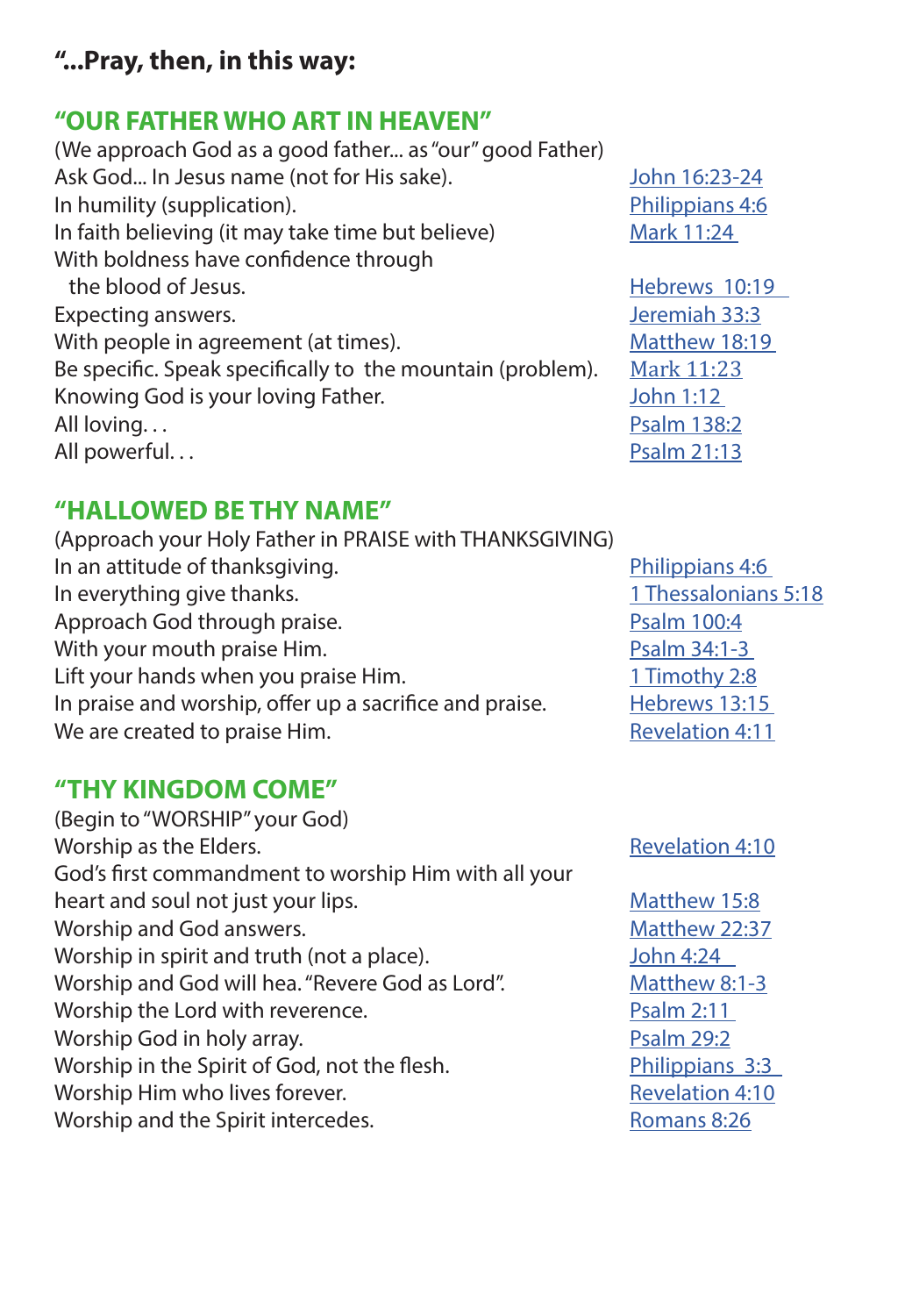### "...Pray, then, in this way:

## "OUR FATHER WHO ART IN HEAVEN"

(We approach God as a good father... as "our" good Father)

| | |
|---|---|
| Ask God... In Jesus name (not for His sake). | John 16:23-24 |
| In humility (supplication). | Philippians 4:6 |
| In faith believing (it may take time but believe) | Mark 11:24 |
| With boldness have confidence through the blood of Jesus. | Hebrews 10:19 |
| Expecting answers. | Jeremiah 33:3 |
| With people in agreement (at times). | Matthew 18:19 |
| Be specific. Speak specifically to the mountain (problem). | Mark 11:23 |
| Knowing God is your loving Father. | John 1:12 |
| All loving. . . | Psalm 138:2 |
| All powerful. . . | Psalm 21:13 |

## "HALLOWED BE THY NAME"

(Approach your Holy Father in PRAISE with THANKSGIVING)

| | |
|---|---|
| In an attitude of thanksgiving. | Philippians 4:6 |
| In everything give thanks. | 1 Thessalonians 5:18 |
| Approach God through praise. | Psalm 100:4 |
| With your mouth praise Him. | Psalm 34:1-3 |
| Lift your hands when you praise Him. | 1 Timothy 2:8 |
| In praise and worship, offer up a sacrifice and praise. | Hebrews 13:15 |
| We are created to praise Him. | Revelation 4:11 |

## "THY KINGDOM COME"

(Begin to "WORSHIP" your God)

| | |
|---|---|
| Worship as the Elders. | Revelation 4:10 |
| God's first commandment to worship Him with all your heart and soul not just your lips. | Matthew 15:8 |
| Worship and God answers. | Matthew 22:37 |
| Worship in spirit and truth (not a place). | John 4:24 |
| Worship and God will hea. "Revere God as Lord". | Matthew 8:1-3 |
| Worship the Lord with reverence. | Psalm 2:11 |
| Worship God in holy array. | Psalm 29:2 |
| Worship in the Spirit of God, not the flesh. | Philippians 3:3 |
| Worship Him who lives forever. | Revelation 4:10 |
| Worship and the Spirit intercedes. | Romans 8:26 |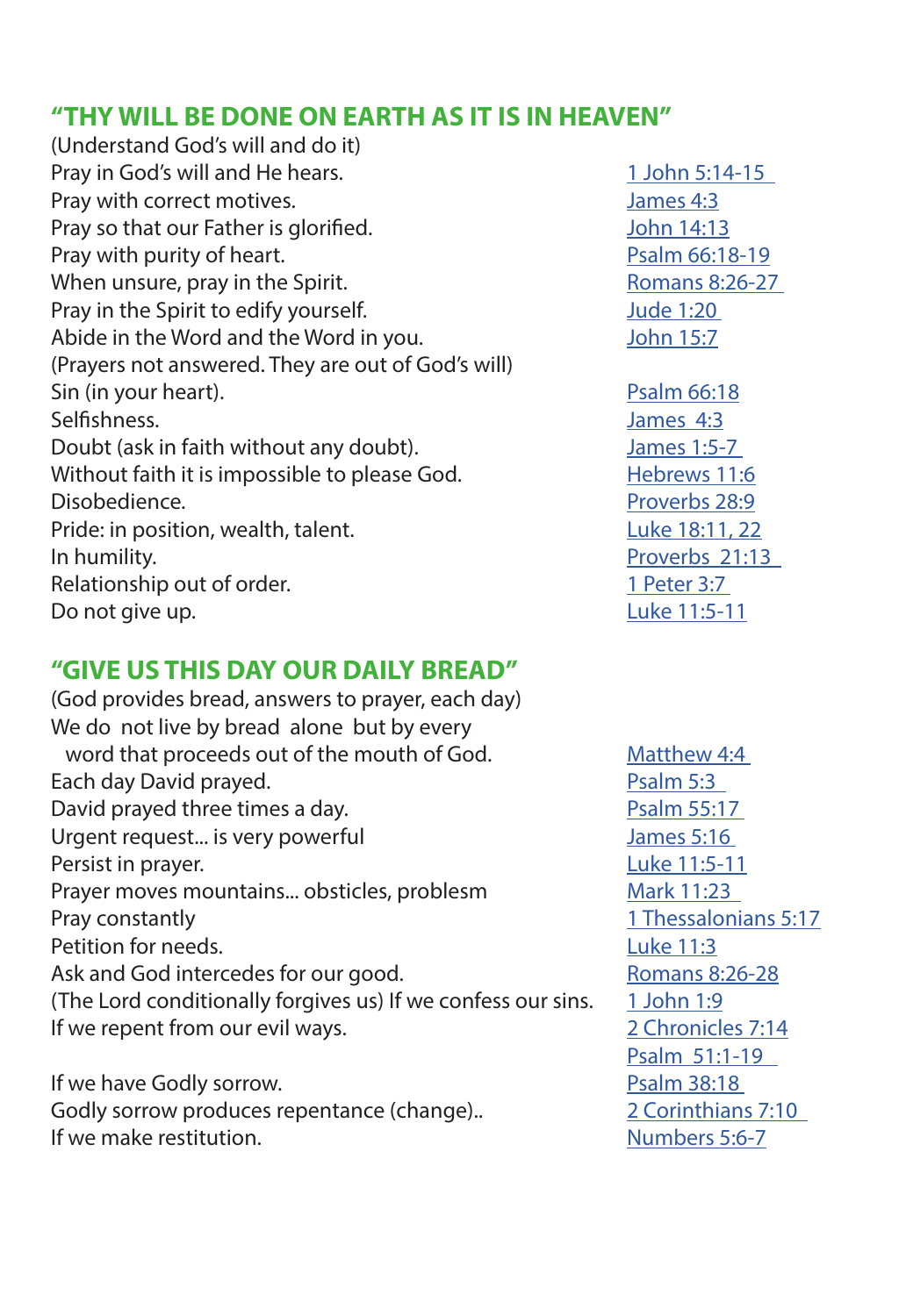## "THY WILL BE DONE ON EARTH AS IT IS IN HEAVEN"

| (Understand God's will and do it) | |
|---|---|
| Pray in God's will and He hears. | 1 John 5:14-15 |
| Pray with correct motives. | James 4:3 |
| Pray so that our Father is glorified. | John 14:13 |
| Pray with purity of heart. | Psalm 66:18-19 |
| When unsure, pray in the Spirit. | Romans 8:26-27 |
| Pray in the Spirit to edify yourself. | Jude 1:20 |
| Abide in the Word and the Word in you. | John 15:7 |
| (Prayers not answered. They are out of God's will) | |
| Sin (in your heart). | Psalm 66:18 |
| Selfishness. | James 4:3 |
| Doubt (ask in faith without any doubt). | James 1:5-7 |
| Without faith it is impossible to please God. | Hebrews 11:6 |
| Disobedience. | Proverbs 28:9 |
| Pride: in position, wealth, talent. | Luke 18:11, 22 |
| In humility. | Proverbs 21:13 |
| Relationship out of order. | 1 Peter 3:7 |
| Do not give up. | Luke 11:5-11 |

## "GIVE US THIS DAY OUR DAILY BREAD"

| (God provides bread, answers to prayer, each day) | |
|---|---|
| We do not live by bread alone but by every word that proceeds out of the mouth of God. | Matthew 4:4 |
| Each day David prayed. | Psalm 5:3 |
| David prayed three times a day. | Psalm 55:17 |
| Urgent request... is very powerful | James 5:16 |
| Persist in prayer. | Luke 11:5-11 |
| Prayer moves mountains... obsticles, problesm | Mark 11:23 |
| Pray constantly | 1 Thessalonians 5:17 |
| Petition for needs. | Luke 11:3 |
| Ask and God intercedes for our good. | Romans 8:26-28 |
| (The Lord conditionally forgives us) If we confess our sins. | 1 John 1:9 |
| If we repent from our evil ways. | 2 Chronicles 7:14 |
| | Psalm 51:1-19 |
| If we have Godly sorrow. | Psalm 38:18 |
| Godly sorrow produces repentance (change).. | 2 Corinthians 7:10 |
| If we make restitution. | Numbers 5:6-7 |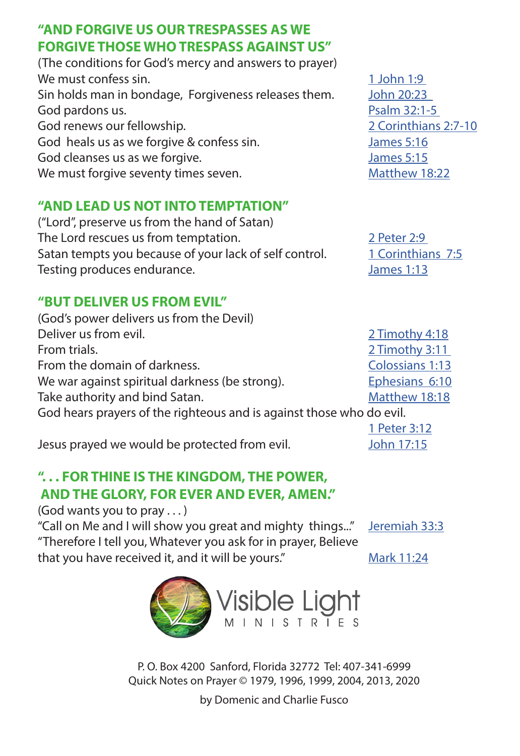## "AND FORGIVE US OUR TRESPASSES AS WE FORGIVE THOSE WHO TRESPASS AGAINST US"

(The conditions for God's mercy and answers to prayer)

We must confess sin. 1 John 1:9

Sin holds man in bondage, Forgiveness releases them. John 20:23

God pardons us. Psalm 32:1-5

God renews our fellowship. 2 Corinthians 2:7-10

God heals us as we forgive & confess sin. James 5:16

God cleanses us as we forgive. James 5:15

We must forgive seventy times seven. Matthew 18:22

## "AND LEAD US NOT INTO TEMPTATION"

("Lord", preserve us from the hand of Satan)

The Lord rescues us from temptation. 2 Peter 2:9

Satan tempts you because of your lack of self control. 1 Corinthians 7:5

Testing produces endurance. James 1:13

## "BUT DELIVER US FROM EVIL"

(God's power delivers us from the Devil)

Deliver us from evil. 2 Timothy 4:18

From trials. 2 Timothy 3:11

From the domain of darkness. Colossians 1:13

We war against spiritual darkness (be strong). Ephesians 6:10

Take authority and bind Satan. Matthew 18:18

God hears prayers of the righteous and is against those who do evil. 1 Peter 3:12

Jesus prayed we would be protected from evil. John 17:15

## ". . . FOR THINE IS THE KINGDOM, THE POWER, AND THE GLORY, FOR EVER AND EVER, AMEN."

(God wants you to pray . . . )

"Call on Me and I will show you great and mighty things..." Jeremiah 33:3

"Therefore I tell you, Whatever you ask for in prayer, Believe that you have received it, and it will be yours." Mark 11:24

Visible Light MINISTRIES

P. O. Box 4200 Sanford, Florida 32772 Tel: 407-341-6999

Quick Notes on Prayer © 1979, 1996, 1999, 2004, 2013, 2020

by Domenic and Charlie Fusco